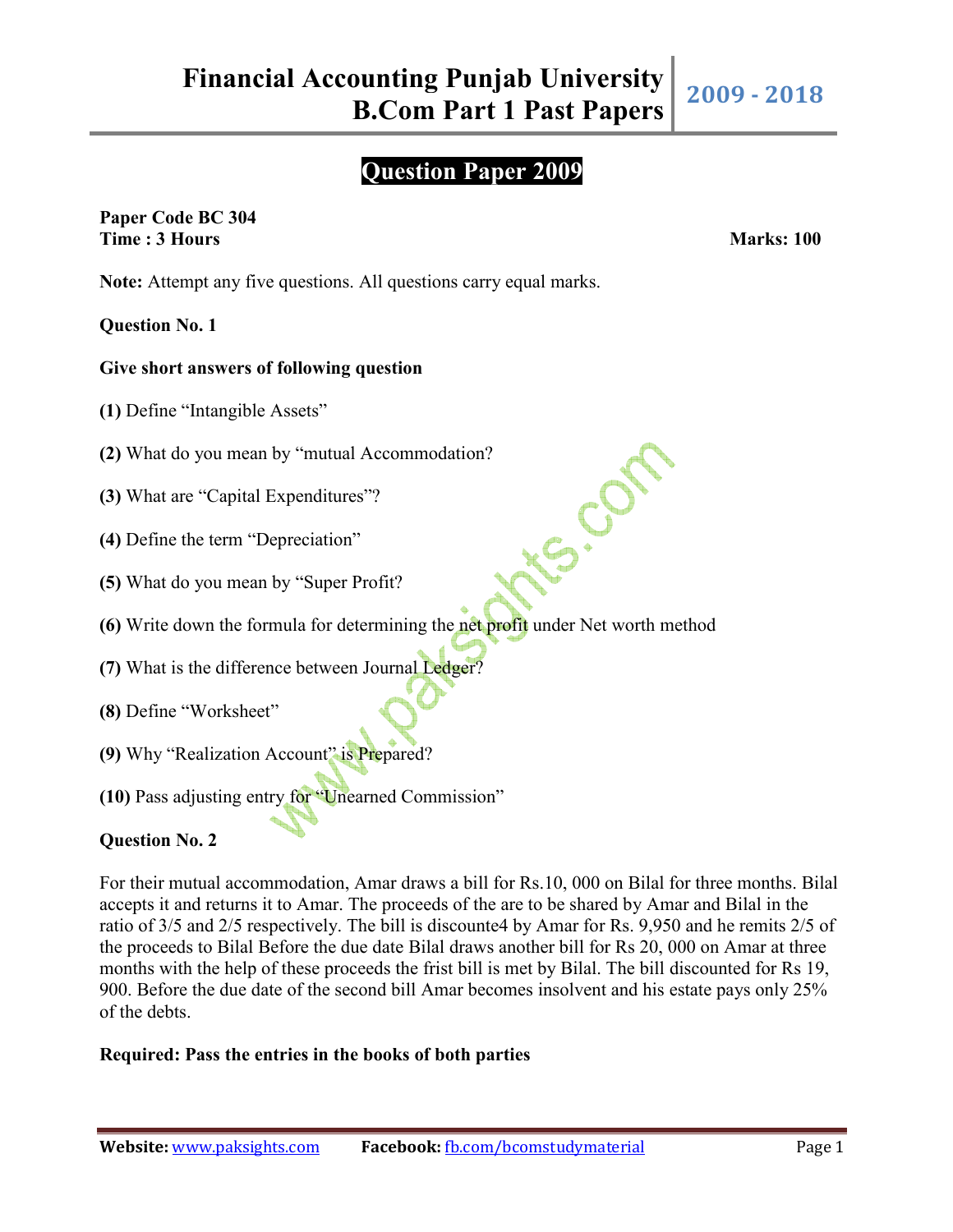# Financial Accounting Punjab University B.Com Part 1 Past Papers

**2009 - 2018**

## Question Paper 2009

**Paper Code BC 304**
**Time : 3 Hours** **Marks: 100**

**Note:** Attempt any five questions. All questions carry equal marks.

**Question No. 1**

**Give short answers of following question**

**(1)** Define "Intangible Assets"

**(2)** What do you mean by "mutual Accommodation?

**(3)** What are "Capital Expenditures"?

**(4)** Define the term "Depreciation"

**(5)** What do you mean by "Super Profit?

**(6)** Write down the formula for determining the net profit under Net worth method

**(7)** What is the difference between Journal Ledger?

**(8)** Define "Worksheet"

**(9)** Why "Realization Account" is Prepared?

**(10)** Pass adjusting entry for "Unearned Commission"

**Question No. 2**

For their mutual accommodation, Amar draws a bill for Rs.10, 000 on Bilal for three months. Bilal accepts it and returns it to Amar. The proceeds of the are to be shared by Amar and Bilal in the ratio of 3/5 and 2/5 respectively. The bill is discounte4 by Amar for Rs. 9,950 and he remits 2/5 of the proceeds to Bilal Before the due date Bilal draws another bill for Rs 20, 000 on Amar at three months with the help of these proceeds the frist bill is met by Bilal. The bill discounted for Rs 19, 900. Before the due date of the second bill Amar becomes insolvent and his estate pays only 25% of the debts.

**Required: Pass the entries in the books of both parties**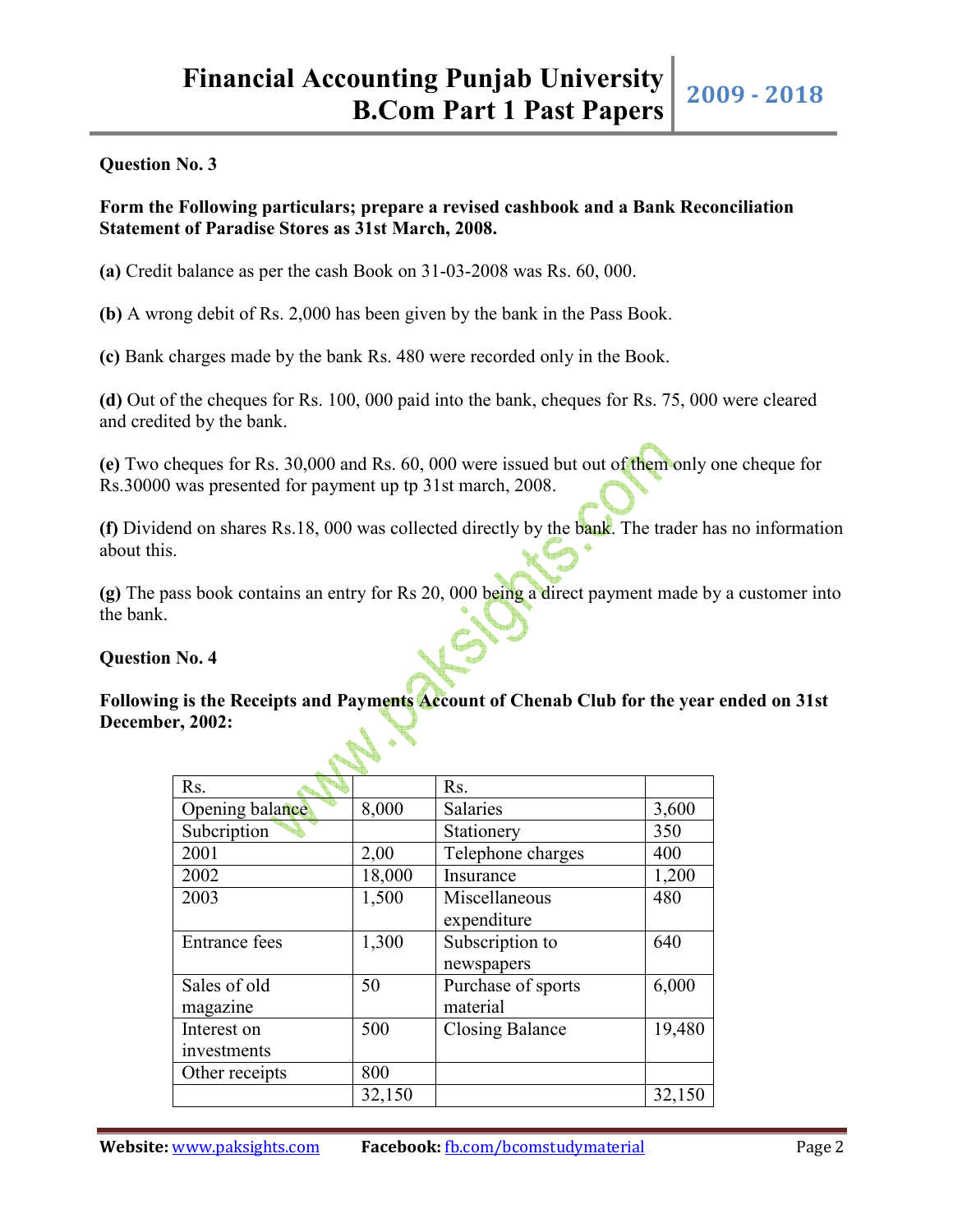**Question No. 3**

**Form the Following particulars; prepare a revised cashbook and a Bank Reconciliation Statement of Paradise Stores as 31st March, 2008.**

**(a)** Credit balance as per the cash Book on 31-03-2008 was Rs. 60, 000.

**(b)** A wrong debit of Rs. 2,000 has been given by the bank in the Pass Book.

**(c)** Bank charges made by the bank Rs. 480 were recorded only in the Book.

**(d)** Out of the cheques for Rs. 100, 000 paid into the bank, cheques for Rs. 75, 000 were cleared and credited by the bank.

**(e)** Two cheques for Rs. 30,000 and Rs. 60, 000 were issued but out of them only one cheque for Rs.30000 was presented for payment up tp 31st march, 2008.

**(f)** Dividend on shares Rs.18, 000 was collected directly by the bank. The trader has no information about this.

**(g)** The pass book contains an entry for Rs 20, 000 being a direct payment made by a customer into the bank.

**Question No. 4**

**Following is the Receipts and Payments Account of Chenab Club for the year ended on 31st December, 2002:**

| Rs. | | Rs. | |
|---|---|---|---|
| Opening balance | 8,000 | Salaries | 3,600 |
| Subcription | | Stationery | 350 |
| 2001 | 2,00 | Telephone charges | 400 |
| 2002 | 18,000 | Insurance | 1,200 |
| 2003 | 1,500 | Miscellaneous expenditure | 480 |
| Entrance fees | 1,300 | Subscription to newspapers | 640 |
| Sales of old magazine | 50 | Purchase of sports material | 6,000 |
| Interest on investments | 500 | Closing Balance | 19,480 |
| Other receipts | 800 | | |
| | 32,150 | | 32,150 |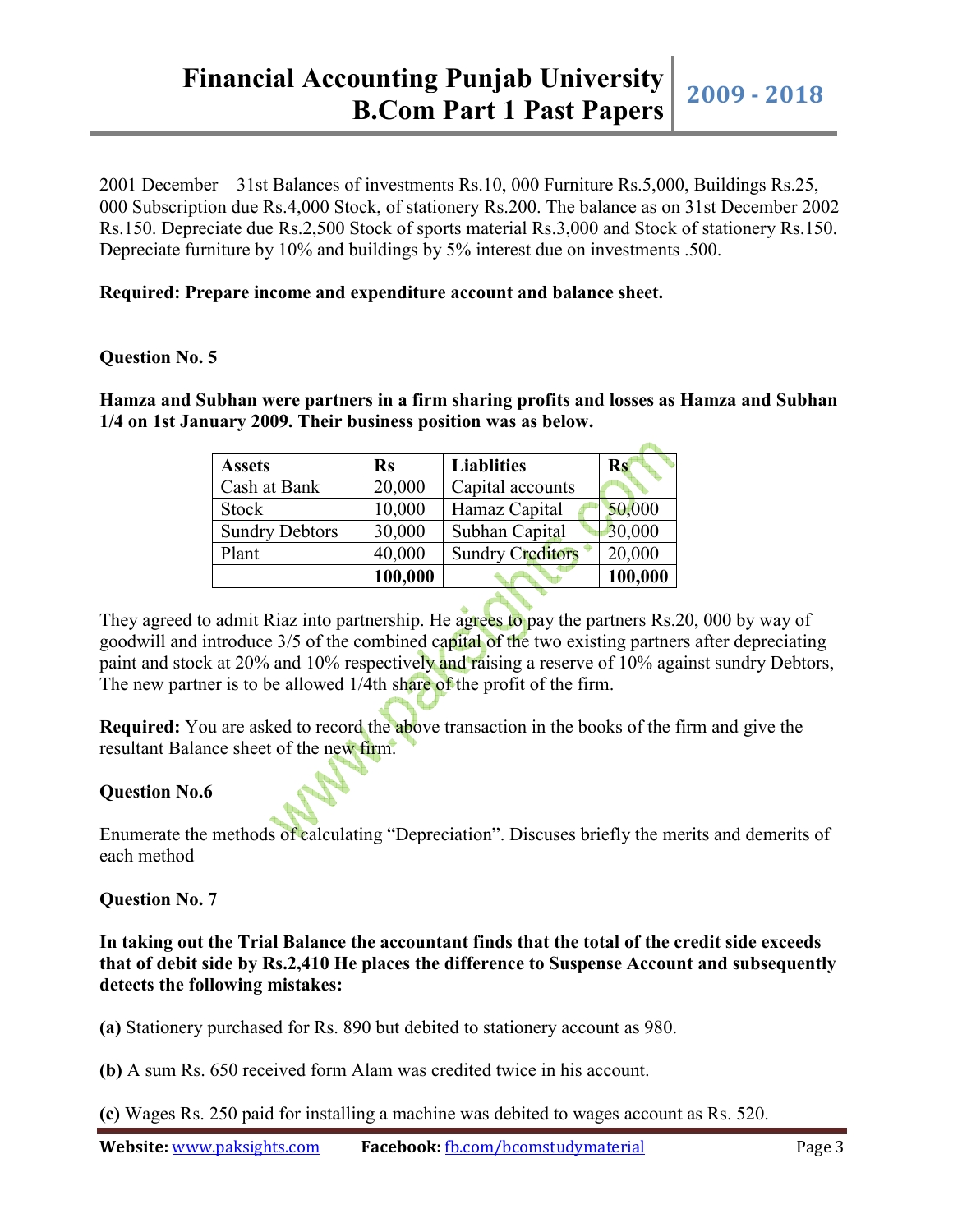2001 December – 31st Balances of investments Rs.10, 000 Furniture Rs.5,000, Buildings Rs.25, 000 Subscription due Rs.4,000 Stock, of stationery Rs.200. The balance as on 31st December 2002 Rs.150. Depreciate due Rs.2,500 Stock of sports material Rs.3,000 and Stock of stationery Rs.150. Depreciate furniture by 10% and buildings by 5% interest due on investments .500.

**Required: Prepare income and expenditure account and balance sheet.**

**Question No. 5**

**Hamza and Subhan were partners in a firm sharing profits and losses as Hamza and Subhan 1/4 on 1st January 2009. Their business position was as below.**

| Assets | Rs | Liablities | Rs |
|---|---|---|---|
| Cash at Bank | 20,000 | Capital accounts | |
| Stock | 10,000 | Hamaz Capital | 50,000 |
| Sundry Debtors | 30,000 | Subhan Capital | 30,000 |
| Plant | 40,000 | Sundry Creditors | 20,000 |
| | **100,000** | | **100,000** |

They agreed to admit Riaz into partnership. He agrees to pay the partners Rs.20, 000 by way of goodwill and introduce 3/5 of the combined capital of the two existing partners after depreciating paint and stock at 20% and 10% respectively and raising a reserve of 10% against sundry Debtors, The new partner is to be allowed 1/4th share of the profit of the firm.

**Required:** You are asked to record the above transaction in the books of the firm and give the resultant Balance sheet of the new firm.

**Question No.6**

Enumerate the methods of calculating "Depreciation". Discuses briefly the merits and demerits of each method

**Question No. 7**

**In taking out the Trial Balance the accountant finds that the total of the credit side exceeds that of debit side by Rs.2,410 He places the difference to Suspense Account and subsequently detects the following mistakes:**

**(a)** Stationery purchased for Rs. 890 but debited to stationery account as 980.

**(b)** A sum Rs. 650 received form Alam was credited twice in his account.

**(c)** Wages Rs. 250 paid for installing a machine was debited to wages account as Rs. 520.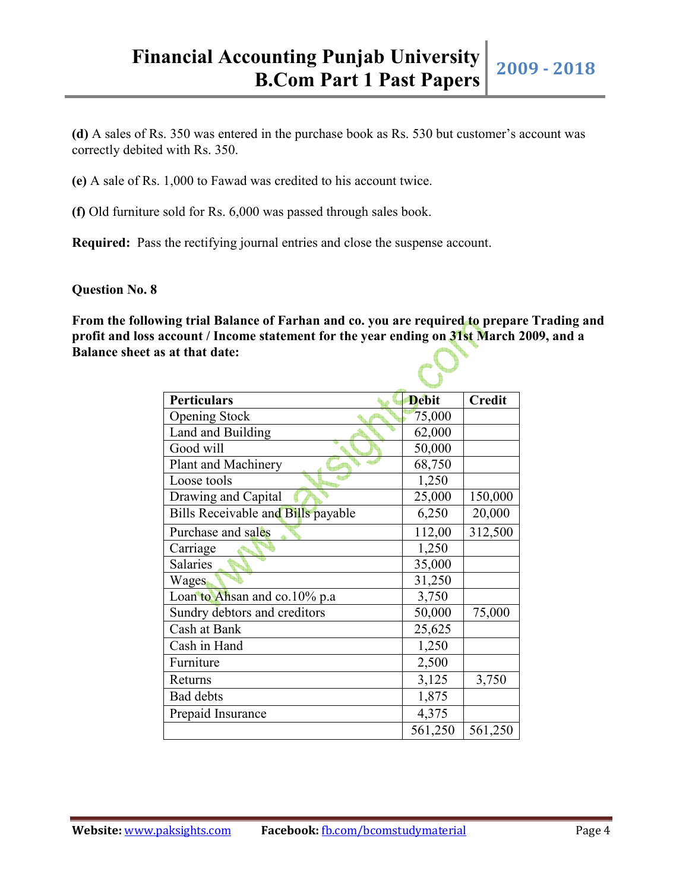**(d)** A sales of Rs. 350 was entered in the purchase book as Rs. 530 but customer's account was correctly debited with Rs. 350.

**(e)** A sale of Rs. 1,000 to Fawad was credited to his account twice.

**(f)** Old furniture sold for Rs. 6,000 was passed through sales book.

**Required:** Pass the rectifying journal entries and close the suspense account.

**Question No. 8**

**From the following trial Balance of Farhan and co. you are required to prepare Trading and profit and loss account / Income statement for the year ending on 31st March 2009, and a Balance sheet as at that date:**

| Perticulars | Debit | Credit |
|---|---|---|
| Opening Stock | 75,000 | |
| Land and Building | 62,000 | |
| Good will | 50,000 | |
| Plant and Machinery | 68,750 | |
| Loose tools | 1,250 | |
| Drawing and Capital | 25,000 | 150,000 |
| Bills Receivable and Bills payable | 6,250 | 20,000 |
| Purchase and sales | 112,00 | 312,500 |
| Carriage | 1,250 | |
| Salaries | 35,000 | |
| Wages | 31,250 | |
| Loan to Ahsan and co.10% p.a | 3,750 | |
| Sundry debtors and creditors | 50,000 | 75,000 |
| Cash at Bank | 25,625 | |
| Cash in Hand | 1,250 | |
| Furniture | 2,500 | |
| Returns | 3,125 | 3,750 |
| Bad debts | 1,875 | |
| Prepaid Insurance | 4,375 | |
| | 561,250 | 561,250 |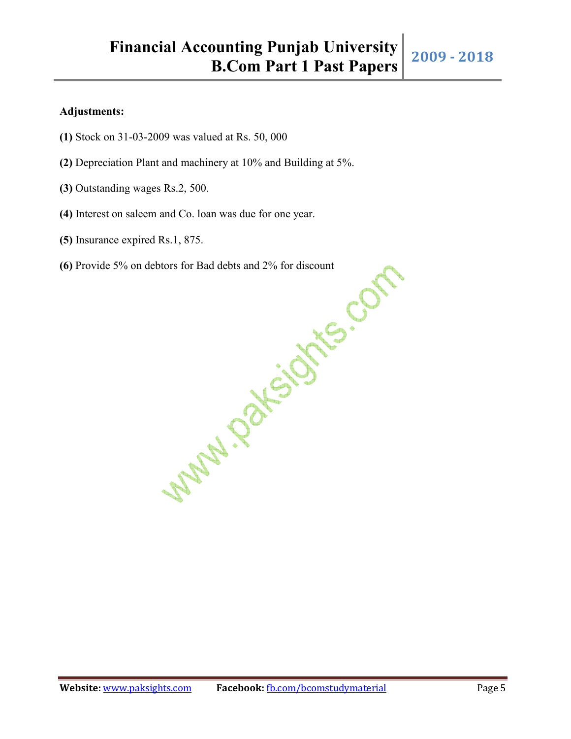**Adjustments:**

**(1)** Stock on 31-03-2009 was valued at Rs. 50, 000

**(2)** Depreciation Plant and machinery at 10% and Building at 5%.

**(3)** Outstanding wages Rs.2, 500.

**(4)** Interest on saleem and Co. loan was due for one year.

**(5)** Insurance expired Rs.1, 875.

**(6)** Provide 5% on debtors for Bad debts and 2% for discount